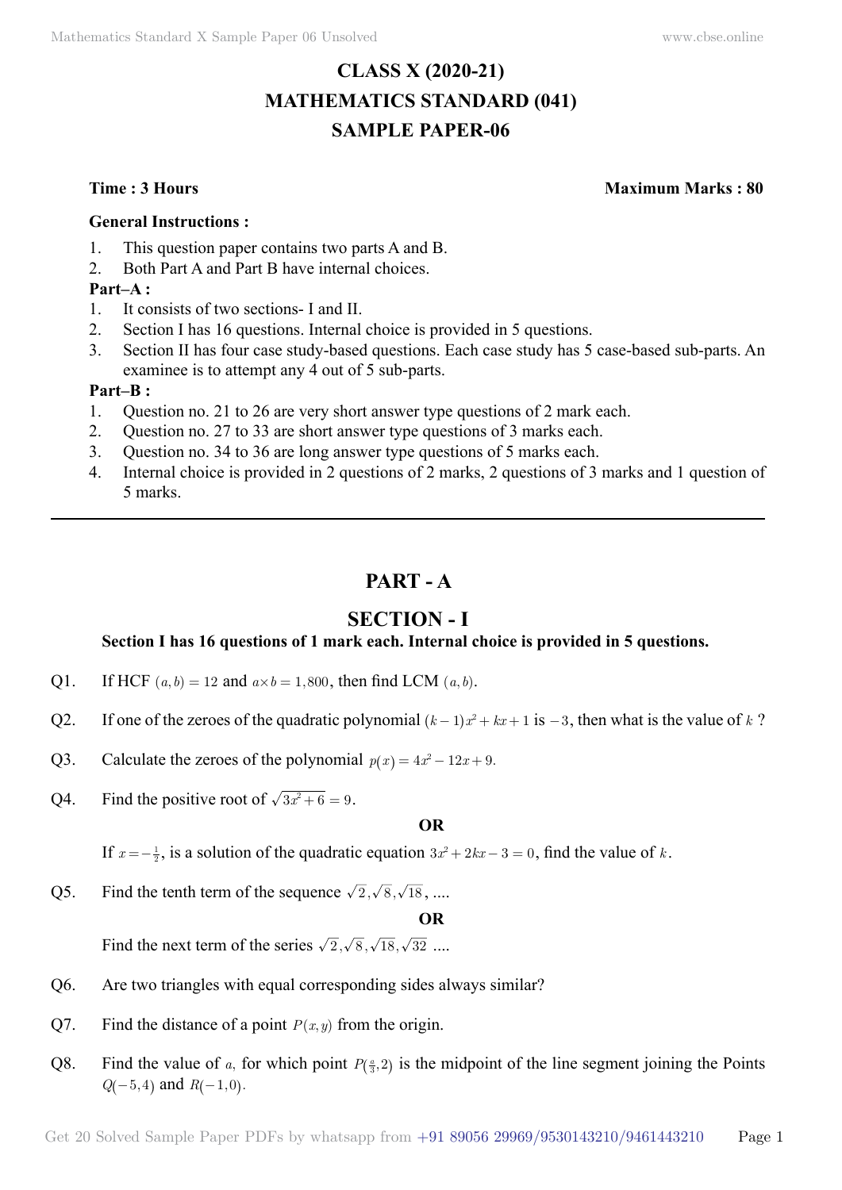# CLASS X (2020-21)
# MATHEMATICS STANDARD (041)
# SAMPLE PAPER-06

**Time : 3 Hours** **Maximum Marks : 80**

**General Instructions :**

1. This question paper contains two parts A and B.
2. Both Part A and Part B have internal choices.

**Part–A :**

1. It consists of two sections- I and II.
2. Section I has 16 questions. Internal choice is provided in 5 questions.
3. Section II has four case study-based questions. Each case study has 5 case-based sub-parts. An examinee is to attempt any 4 out of 5 sub-parts.

**Part–B :**

1. Question no. 21 to 26 are very short answer type questions of 2 mark each.
2. Question no. 27 to 33 are short answer type questions of 3 marks each.
3. Question no. 34 to 36 are long answer type questions of 5 marks each.
4. Internal choice is provided in 2 questions of 2 marks, 2 questions of 3 marks and 1 question of 5 marks.

---

## PART - A

## SECTION - I

**Section I has 16 questions of 1 mark each. Internal choice is provided in 5 questions.**

Q1. If HCF $(a,b) = 12$ and $a \times b = 1,800$, then find LCM $(a,b)$.

Q2. If one of the zeroes of the quadratic polynomial $(k-1)x^2 + kx + 1$ is $-3$, then what is the value of $k$ ?

Q3. Calculate the zeroes of the polynomial $p(x) = 4x^2 - 12x + 9.$

Q4. Find the positive root of $\sqrt{3x^2 + 6} = 9$.

**OR**

If $x = -\frac{1}{2}$, is a solution of the quadratic equation $3x^2 + 2kx - 3 = 0$, find the value of $k$.

Q5. Find the tenth term of the sequence $\sqrt{2}, \sqrt{8}, \sqrt{18}$, ....

**OR**

Find the next term of the series $\sqrt{2}, \sqrt{8}, \sqrt{18}, \sqrt{32}$ ....

Q6. Are two triangles with equal corresponding sides always similar?

Q7. Find the distance of a point $P(x,y)$ from the origin.

Q8. Find the value of $a$, for which point $P(\frac{a}{3}, 2)$ is the midpoint of the line segment joining the Points $Q(-5,4)$ and $R(-1,0)$.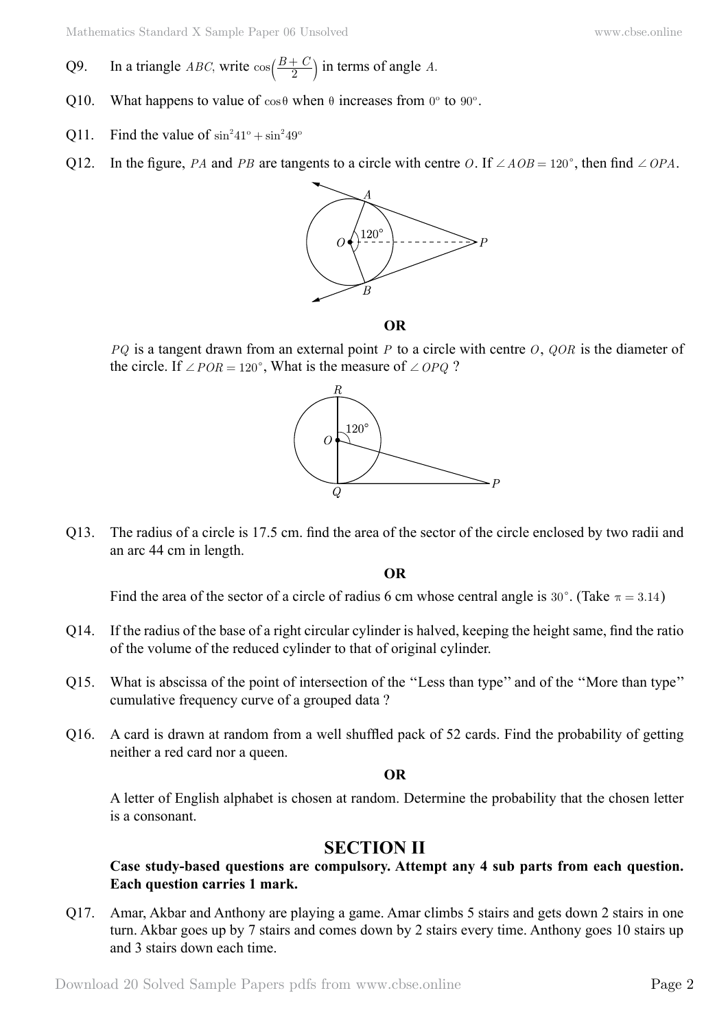Q9. In a triangle $ABC$, write $\cos\left(\frac{B+C}{2}\right)$ in terms of angle $A$.

Q10. What happens to value of $\cos\theta$ when $\theta$ increases from $0^{\circ}$ to $90^{\circ}$.

Q11. Find the value of $\sin^2 41^{\circ} + \sin^2 49^{\circ}$

Q12. In the figure, $PA$ and $PB$ are tangents to a circle with centre $O$. If $\angle AOB = 120^{\circ}$, then find $\angle OPA$.

**OR**

$PQ$ is a tangent drawn from an external point $P$ to a circle with centre $O$, $QOR$ is the diameter of the circle. If $\angle POR = 120^{\circ}$, What is the measure of $\angle OPQ$ ?

Q13. The radius of a circle is 17.5 cm. find the area of the sector of the circle enclosed by two radii and an arc 44 cm in length.

**OR**

Find the area of the sector of a circle of radius 6 cm whose central angle is $30^{\circ}$. (Take $\pi = 3.14$)

Q14. If the radius of the base of a right circular cylinder is halved, keeping the height same, find the ratio of the volume of the reduced cylinder to that of original cylinder.

Q15. What is abscissa of the point of intersection of the "Less than type" and of the "More than type" cumulative frequency curve of a grouped data ?

Q16. A card is drawn at random from a well shuffled pack of 52 cards. Find the probability of getting neither a red card nor a queen.

**OR**

A letter of English alphabet is chosen at random. Determine the probability that the chosen letter is a consonant.

## SECTION II

**Case study-based questions are compulsory. Attempt any 4 sub parts from each question. Each question carries 1 mark.**

Q17. Amar, Akbar and Anthony are playing a game. Amar climbs 5 stairs and gets down 2 stairs in one turn. Akbar goes up by 7 stairs and comes down by 2 stairs every time. Anthony goes 10 stairs up and 3 stairs down each time.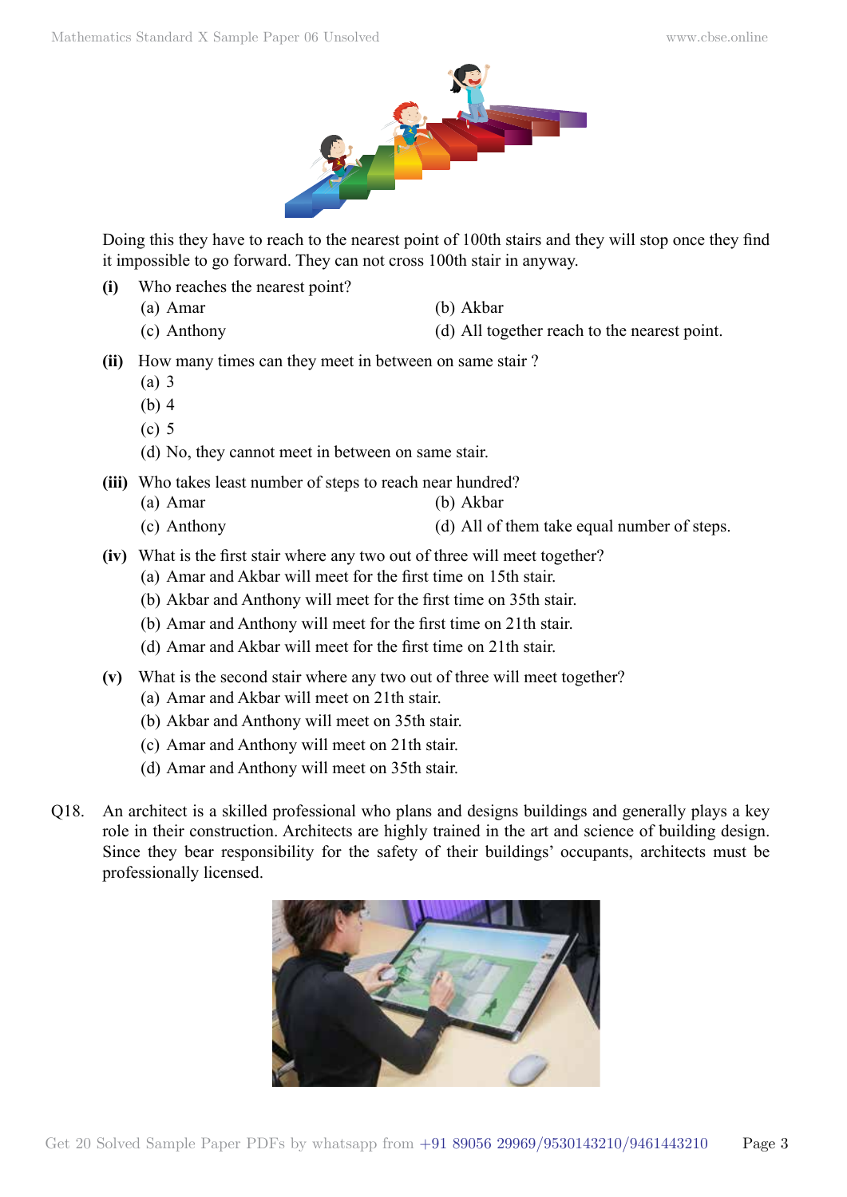Doing this they have to reach to the nearest point of 100th stairs and they will stop once they find it impossible to go forward. They can not cross 100th stair in anyway.

**(i)** Who reaches the nearest point?

(a) Amar
(b) Akbar
(c) Anthony
(d) All together reach to the nearest point.

**(ii)** How many times can they meet in between on same stair ?

(a) 3
(b) 4
(c) 5
(d) No, they cannot meet in between on same stair.

**(iii)** Who takes least number of steps to reach near hundred?

(a) Amar
(b) Akbar
(c) Anthony
(d) All of them take equal number of steps.

**(iv)** What is the first stair where any two out of three will meet together?

(a) Amar and Akbar will meet for the first time on 15th stair.
(b) Akbar and Anthony will meet for the first time on 35th stair.
(b) Amar and Anthony will meet for the first time on 21th stair.
(d) Amar and Akbar will meet for the first time on 21th stair.

**(v)** What is the second stair where any two out of three will meet together?

(a) Amar and Akbar will meet on 21th stair.
(b) Akbar and Anthony will meet on 35th stair.
(c) Amar and Anthony will meet on 21th stair.
(d) Amar and Anthony will meet on 35th stair.

Q18. An architect is a skilled professional who plans and designs buildings and generally plays a key role in their construction. Architects are highly trained in the art and science of building design. Since they bear responsibility for the safety of their buildings' occupants, architects must be professionally licensed.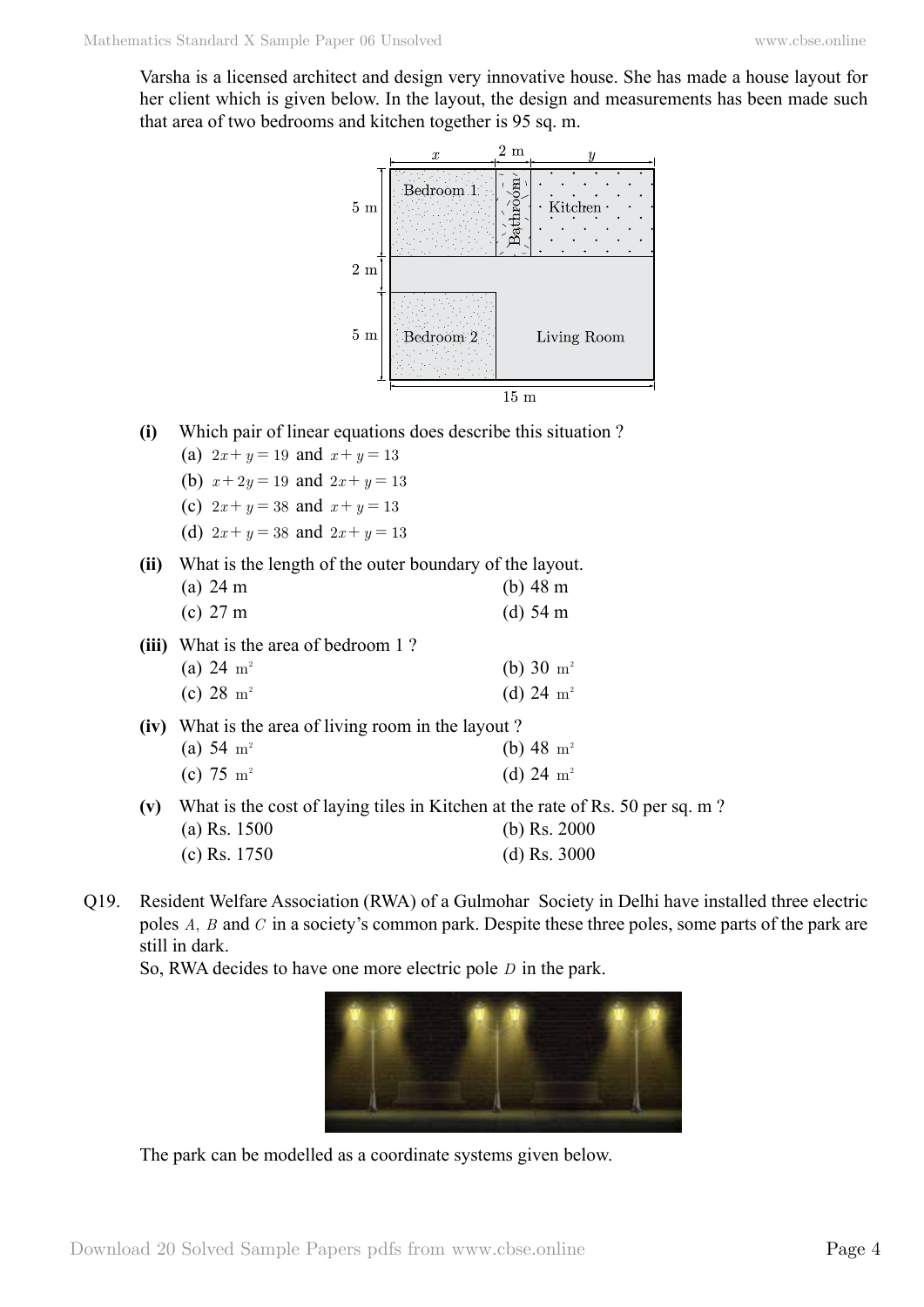Varsha is a licensed architect and design very innovative house. She has made a house layout for her client which is given below. In the layout, the design and measurements has been made such that area of two bedrooms and kitchen together is 95 sq. m.

**(i)** Which pair of linear equations does describe this situation ?

(a) $2x + y = 19$ and $x + y = 13$

(b) $x + 2y = 19$ and $2x + y = 13$

(c) $2x + y = 38$ and $x + y = 13$

(d) $2x + y = 38$ and $2x + y = 13$

**(ii)** What is the length of the outer boundary of the layout.

(a) 24 m (b) 48 m

(c) 27 m (d) 54 m

**(iii)** What is the area of bedroom 1 ?

(a) 24 $m^2$ (b) 30 $m^2$

(c) 28 $m^2$ (d) 24 $m^2$

**(iv)** What is the area of living room in the layout ?

(a) 54 $m^2$ (b) 48 $m^2$

(c) 75 $m^2$ (d) 24 $m^2$

**(v)** What is the cost of laying tiles in Kitchen at the rate of Rs. 50 per sq. m ?

(a) Rs. 1500 (b) Rs. 2000

(c) Rs. 1750 (d) Rs. 3000

Q19. Resident Welfare Association (RWA) of a Gulmohar Society in Delhi have installed three electric poles $A$, $B$ and $C$ in a society's common park. Despite these three poles, some parts of the park are still in dark.

So, RWA decides to have one more electric pole $D$ in the park.

The park can be modelled as a coordinate systems given below.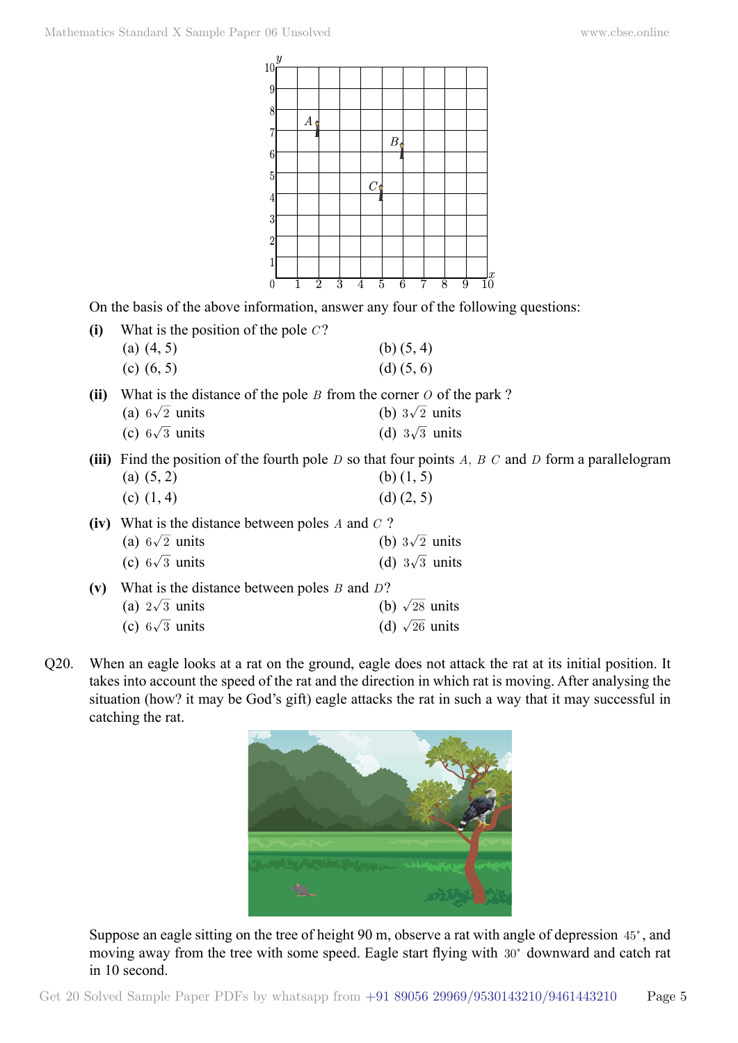On the basis of the above information, answer any four of the following questions:

**(i)** What is the position of the pole $C$?

(a) (4, 5) (b) (5, 4)

(c) (6, 5) (d) (5, 6)

**(ii)** What is the distance of the pole $B$ from the corner $O$ of the park ?

(a) $6\sqrt{2}$ units (b) $3\sqrt{2}$ units

(c) $6\sqrt{3}$ units (d) $3\sqrt{3}$ units

**(iii)** Find the position of the fourth pole $D$ so that four points $A,\ B\ C$ and $D$ form a parallelogram

(a) (5, 2) (b) (1, 5)

(c) (1, 4) (d) (2, 5)

**(iv)** What is the distance between poles $A$ and $C$ ?

(a) $6\sqrt{2}$ units (b) $3\sqrt{2}$ units

(c) $6\sqrt{3}$ units (d) $3\sqrt{3}$ units

**(v)** What is the distance between poles $B$ and $D$?

(a) $2\sqrt{3}$ units (b) $\sqrt{28}$ units

(c) $6\sqrt{3}$ units (d) $\sqrt{26}$ units

Q20. When an eagle looks at a rat on the ground, eagle does not attack the rat at its initial position. It takes into account the speed of the rat and the direction in which rat is moving. After analysing the situation (how? it may be God's gift) eagle attacks the rat in such a way that it may successful in catching the rat.

Suppose an eagle sitting on the tree of height 90 m, observe a rat with angle of depression $45^{\circ}$, and moving away from the tree with some speed. Eagle start flying with $30^{\circ}$ downward and catch rat in 10 second.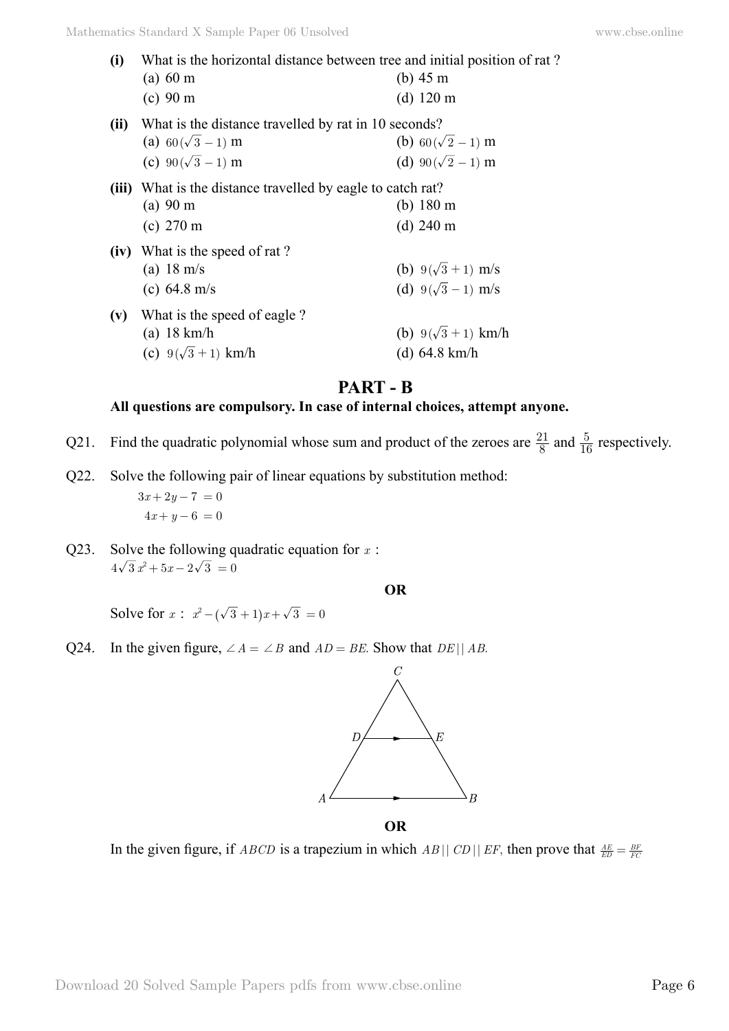**(i)** What is the horizontal distance between tree and initial position of rat ?

(a) 60 m (b) 45 m

(c) 90 m (d) 120 m

**(ii)** What is the distance travelled by rat in 10 seconds?

(a) $60(\sqrt{3}-1)$ m (b) $60(\sqrt{2}-1)$ m

(c) $90(\sqrt{3}-1)$ m (d) $90(\sqrt{2}-1)$ m

**(iii)** What is the distance travelled by eagle to catch rat?

(a) 90 m (b) 180 m

(c) 270 m (d) 240 m

**(iv)** What is the speed of rat ?

(a) 18 m/s (b) $9(\sqrt{3}+1)$ m/s

(c) 64.8 m/s (d) $9(\sqrt{3}-1)$ m/s

**(v)** What is the speed of eagle ?

(a) 18 km/h (b) $9(\sqrt{3}+1)$ km/h

(c) $9(\sqrt{3}+1)$ km/h (d) 64.8 km/h

## PART - B

**All questions are compulsory. In case of internal choices, attempt anyone.**

Q21. Find the quadratic polynomial whose sum and product of the zeroes are $\frac{21}{8}$ and $\frac{5}{16}$ respectively.

Q22. Solve the following pair of linear equations by substitution method:

$$3x+2y-7=0$$
$$4x+y-6=0$$

Q23. Solve the following quadratic equation for $x$ :

$$4\sqrt{3}x^2+5x-2\sqrt{3}=0$$

**OR**

Solve for $x$ : $x^2-(\sqrt{3}+1)x+\sqrt{3}=0$

Q24. In the given figure, $\angle A = \angle B$ and $AD = BE$. Show that $DE || AB$.

**OR**

In the given figure, if $ABCD$ is a trapezium in which $AB || CD || EF$, then prove that $\frac{AE}{ED}=\frac{BF}{FC}$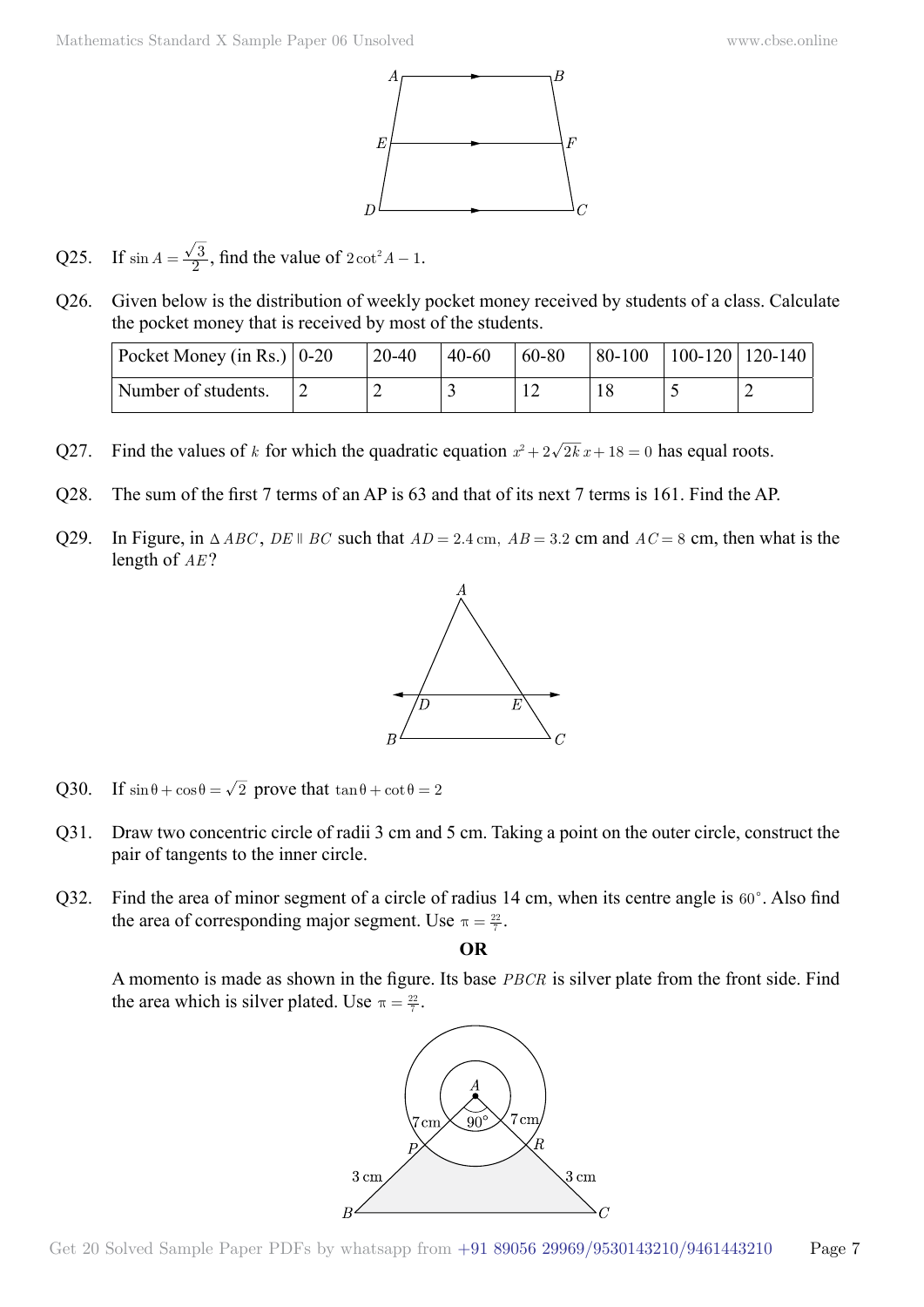Q25. If $\sin A = \frac{\sqrt{3}}{2}$, find the value of $2\cot^2 A - 1$.

Q26. Given below is the distribution of weekly pocket money received by students of a class. Calculate the pocket money that is received by most of the students.

| Pocket Money (in Rs.) | 0-20 | 20-40 | 40-60 | 60-80 | 80-100 | 100-120 | 120-140 |
|---|---|---|---|---|---|---|---|
| Number of students. | 2 | 2 | 3 | 12 | 18 | 5 | 2 |

Q27. Find the values of $k$ for which the quadratic equation $x^2 + 2\sqrt{2k}\,x + 18 = 0$ has equal roots.

Q28. The sum of the first 7 terms of an AP is 63 and that of its next 7 terms is 161. Find the AP.

Q29. In Figure, in $\Delta ABC$, $DE \parallel BC$ such that $AD = 2.4$ cm, $AB = 3.2$ cm and $AC = 8$ cm, then what is the length of $AE$?

Q30. If $\sin\theta + \cos\theta = \sqrt{2}$ prove that $\tan\theta + \cot\theta = 2$

Q31. Draw two concentric circle of radii 3 cm and 5 cm. Taking a point on the outer circle, construct the pair of tangents to the inner circle.

Q32. Find the area of minor segment of a circle of radius 14 cm, when its centre angle is $60^\circ$. Also find the area of corresponding major segment. Use $\pi = \frac{22}{7}$.

**OR**

A momento is made as shown in the figure. Its base $PBCR$ is silver plate from the front side. Find the area which is silver plated. Use $\pi = \frac{22}{7}$.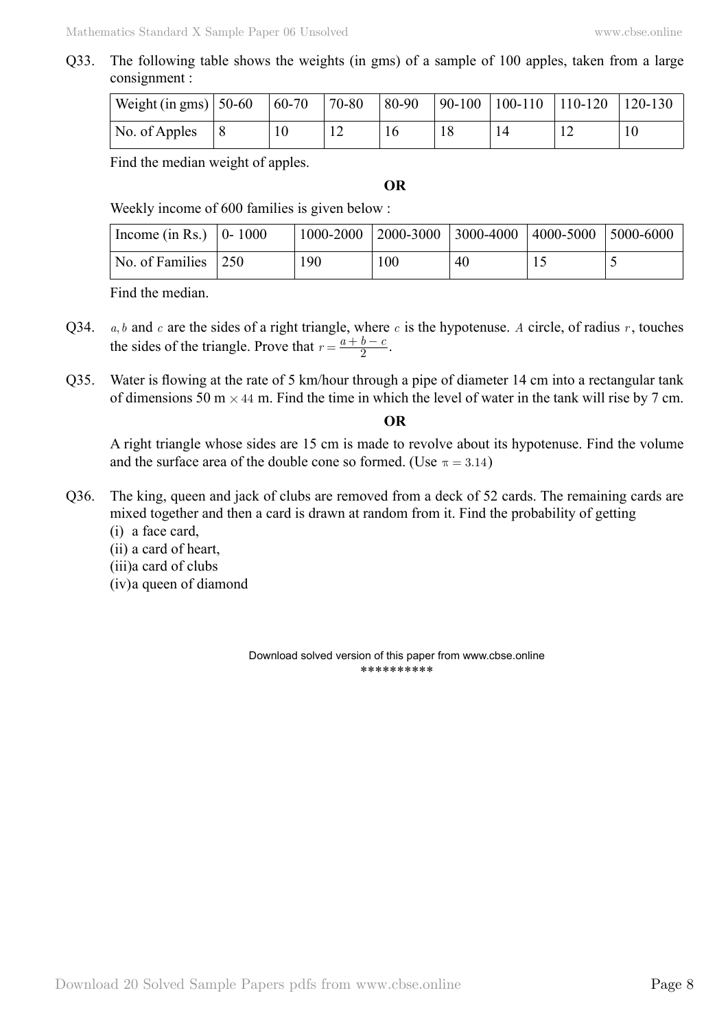Q33. The following table shows the weights (in gms) of a sample of 100 apples, taken from a large consignment :

| Weight (in gms) | 50-60 | 60-70 | 70-80 | 80-90 | 90-100 | 100-110 | 110-120 | 120-130 |
|---|---|---|---|---|---|---|---|---|
| No. of Apples | 8 | 10 | 12 | 16 | 18 | 14 | 12 | 10 |

Find the median weight of apples.

**OR**

Weekly income of 600 families is given below :

| Income (in Rs.) | 0- 1000 | 1000-2000 | 2000-3000 | 3000-4000 | 4000-5000 | 5000-6000 |
|---|---|---|---|---|---|---|
| No. of Families | 250 | 190 | 100 | 40 | 15 | 5 |

Find the median.

Q34. $a, b$ and $c$ are the sides of a right triangle, where $c$ is the hypotenuse. $A$ circle, of radius $r$, touches the sides of the triangle. Prove that $r = \frac{a+b-c}{2}$.

Q35. Water is flowing at the rate of 5 km/hour through a pipe of diameter 14 cm into a rectangular tank of dimensions 50 m $\times 44$ m. Find the time in which the level of water in the tank will rise by 7 cm.

**OR**

A right triangle whose sides are 15 cm is made to revolve about its hypotenuse. Find the volume and the surface area of the double cone so formed. (Use $\pi = 3.14$)

Q36. The king, queen and jack of clubs are removed from a deck of 52 cards. The remaining cards are mixed together and then a card is drawn at random from it. Find the probability of getting

(i) a face card,
(ii) a card of heart,
(iii)a card of clubs
(iv)a queen of diamond

Download solved version of this paper from www.cbse.online

**********